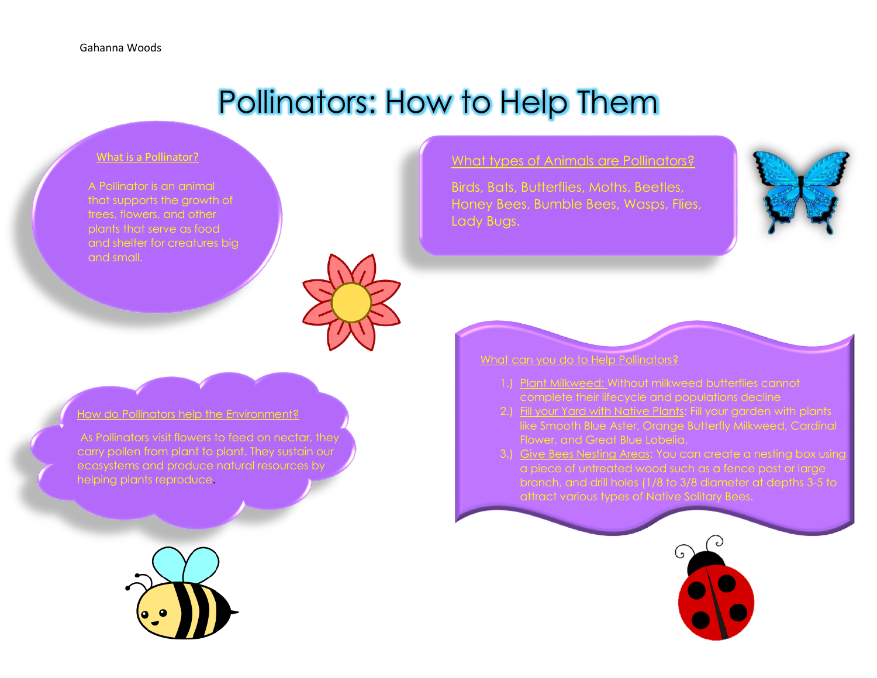Gahanna Woods

# Pollinators: How to Help Them

## What is a Pollinator?

A Pollinator is an animal that supports the growth of trees, flowers, and other plants that serve as food and shelter for creatures big and small.

## What types of Animals are Pollinators?

Birds, Bats, Butterflies, Moths, Beetles, Honey Bees, Bumble Bees, Wasps, Flies, Lady Bugs.

## How do Pollinators help the Environment?

As Pollinators visit flowers to feed on nectar, they carry pollen from plant to plant. They sustain our ecosystems and produce natural resources by helping plants reproduce.

## What can you do to Help Pollinators?

1.) Plant Milkweed: Without milkweed butterflies cannot complete their lifecycle and populations decline
2.) Fill your Yard with Native Plants: Fill your garden with plants like Smooth Blue Aster, Orange Butterfly Milkweed, Cardinal Flower, and Great Blue Lobelia.
3.) Give Bees Nesting Areas: You can create a nesting box using a piece of untreated wood such as a fence post or large branch, and drill holes (1/8 to 3/8 diameter at depths 3-5 to attract various types of Native Solitary Bees.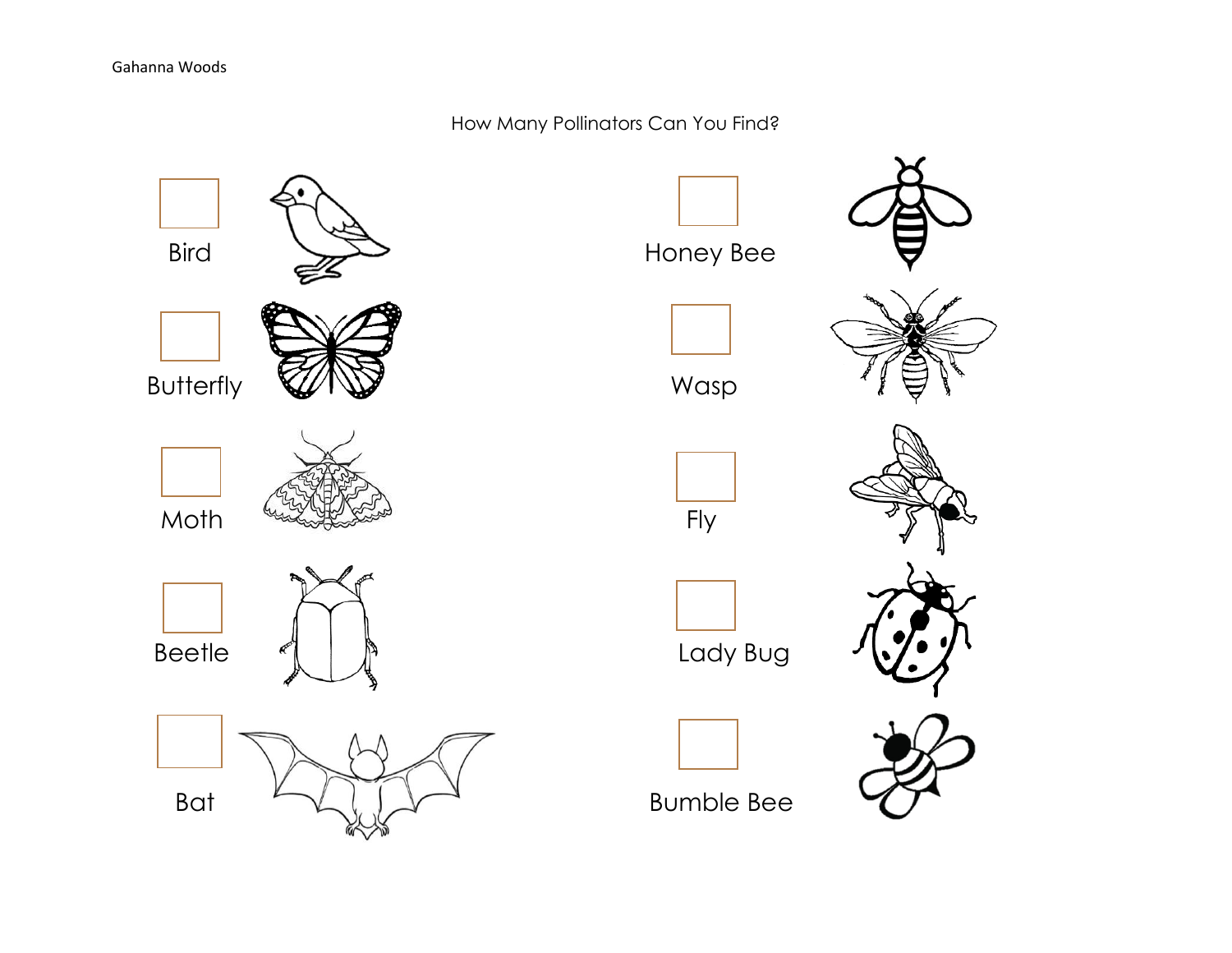Gahanna Woods

How Many Pollinators Can You Find?

- [ ] Bird
- [ ] Butterfly
- [ ] Moth
- [ ] Beetle
- [ ] Bat
- [ ] Honey Bee
- [ ] Wasp
- [ ] Fly
- [ ] Lady Bug
- [ ] Bumble Bee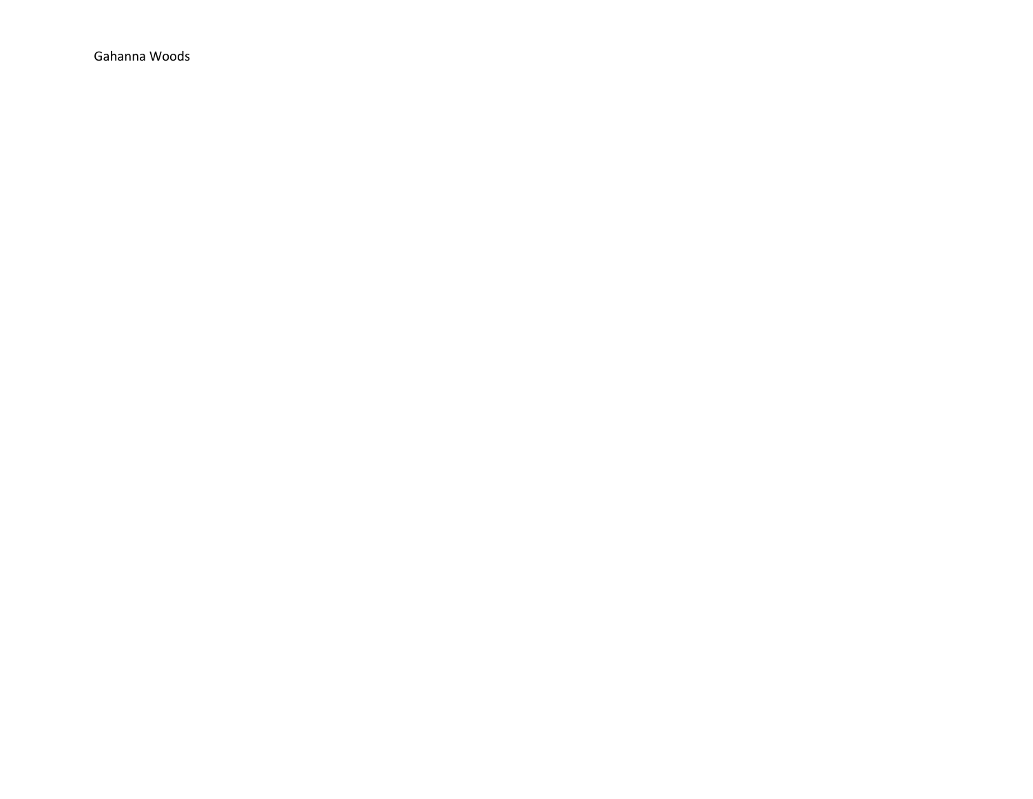Gahanna Woods